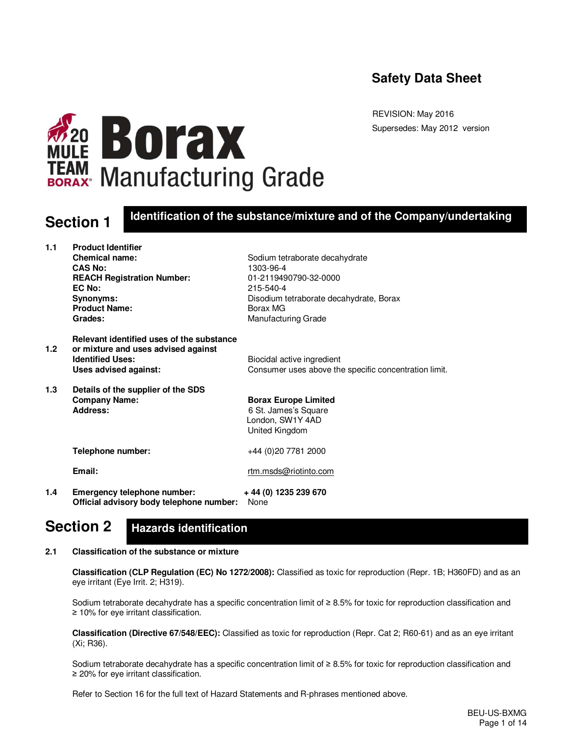# Safety Data Sheet

REVISION: May 2016
Supersedes: May 2012 version

**20 MULE TEAM BORAX® Borax Manufacturing Grade**

## Section 1 Identification of the substance/mixture and of the Company/undertaking

**1.1 Product Identifier**

| | |
|---|---|
| **Chemical name:** | Sodium tetraborate decahydrate |
| **CAS No:** | 1303-96-4 |
| **REACH Registration Number:** | 01-2119490790-32-0000 |
| **EC No:** | 215-540-4 |
| **Synonyms:** | Disodium tetraborate decahydrate, Borax |
| **Product Name:** | Borax MG |
| **Grades:** | Manufacturing Grade |

**1.2 Relevant identified uses of the substance or mixture and uses advised against**

| | |
|---|---|
| **Identified Uses:** | Biocidal active ingredient |
| **Uses advised against:** | Consumer uses above the specific concentration limit. |

**1.3 Details of the supplier of the SDS**

| | |
|---|---|
| **Company Name:** | **Borax Europe Limited** |
| **Address:** | 6 St. James's Square<br>London, SW1Y 4AD<br>United Kingdom |
| **Telephone number:** | +44 (0)20 7781 2000 |
| **Email:** | rtm.msds@riotinto.com |

**1.4 Emergency telephone number:** **+ 44 (0) 1235 239 670**
**Official advisory body telephone number:** None

## Section 2 Hazards identification

**2.1 Classification of the substance or mixture**

**Classification (CLP Regulation (EC) No 1272/2008):** Classified as toxic for reproduction (Repr. 1B; H360FD) and as an eye irritant (Eye Irrit. 2; H319).

Sodium tetraborate decahydrate has a specific concentration limit of ≥ 8.5% for toxic for reproduction classification and ≥ 10% for eye irritant classification.

**Classification (Directive 67/548/EEC):** Classified as toxic for reproduction (Repr. Cat 2; R60-61) and as an eye irritant (Xi; R36).

Sodium tetraborate decahydrate has a specific concentration limit of ≥ 8.5% for toxic for reproduction classification and ≥ 20% for eye irritant classification.

Refer to Section 16 for the full text of Hazard Statements and R-phrases mentioned above.

BEU-US-BXMG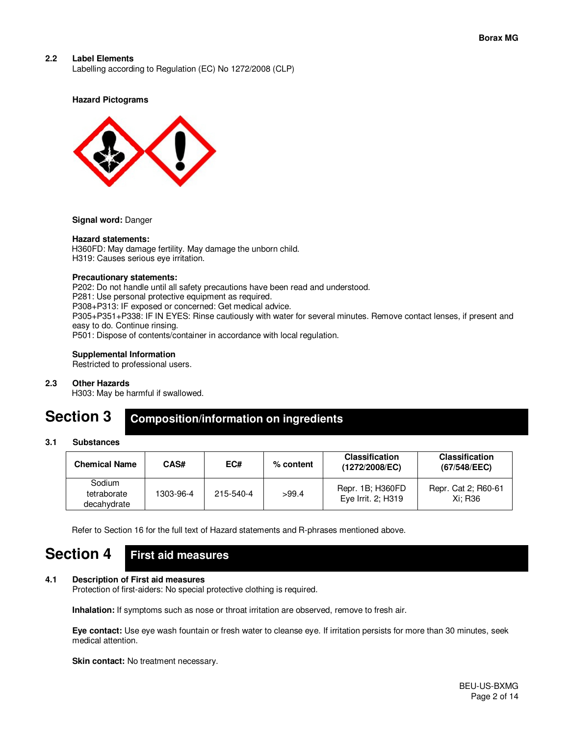### 2.2 Label Elements

Labelling according to Regulation (EC) No 1272/2008 (CLP)

**Hazard Pictograms**

**Signal word:** Danger

**Hazard statements:**
H360FD: May damage fertility. May damage the unborn child.
H319: Causes serious eye irritation.

**Precautionary statements:**
P202: Do not handle until all safety precautions have been read and understood.
P281: Use personal protective equipment as required.
P308+P313: IF exposed or concerned: Get medical advice.
P305+P351+P338: IF IN EYES: Rinse cautiously with water for several minutes. Remove contact lenses, if present and easy to do. Continue rinsing.
P501: Dispose of contents/container in accordance with local regulation.

**Supplemental Information**
Restricted to professional users.

### 2.3 Other Hazards

H303: May be harmful if swallowed.

## Section 3 Composition/information on ingredients

### 3.1 Substances

| Chemical Name | CAS# | EC# | % content | Classification (1272/2008/EC) | Classification (67/548/EEC) |
|---|---|---|---|---|---|
| Sodium tetraborate decahydrate | 1303-96-4 | 215-540-4 | >99.4 | Repr. 1B; H360FD<br>Eye Irrit. 2; H319 | Repr. Cat 2; R60-61<br>Xi; R36 |

Refer to Section 16 for the full text of Hazard statements and R-phrases mentioned above.

## Section 4 First aid measures

### 4.1 Description of First aid measures

Protection of first-aiders: No special protective clothing is required.

**Inhalation:** If symptoms such as nose or throat irritation are observed, remove to fresh air.

**Eye contact:** Use eye wash fountain or fresh water to cleanse eye. If irritation persists for more than 30 minutes, seek medical attention.

**Skin contact:** No treatment necessary.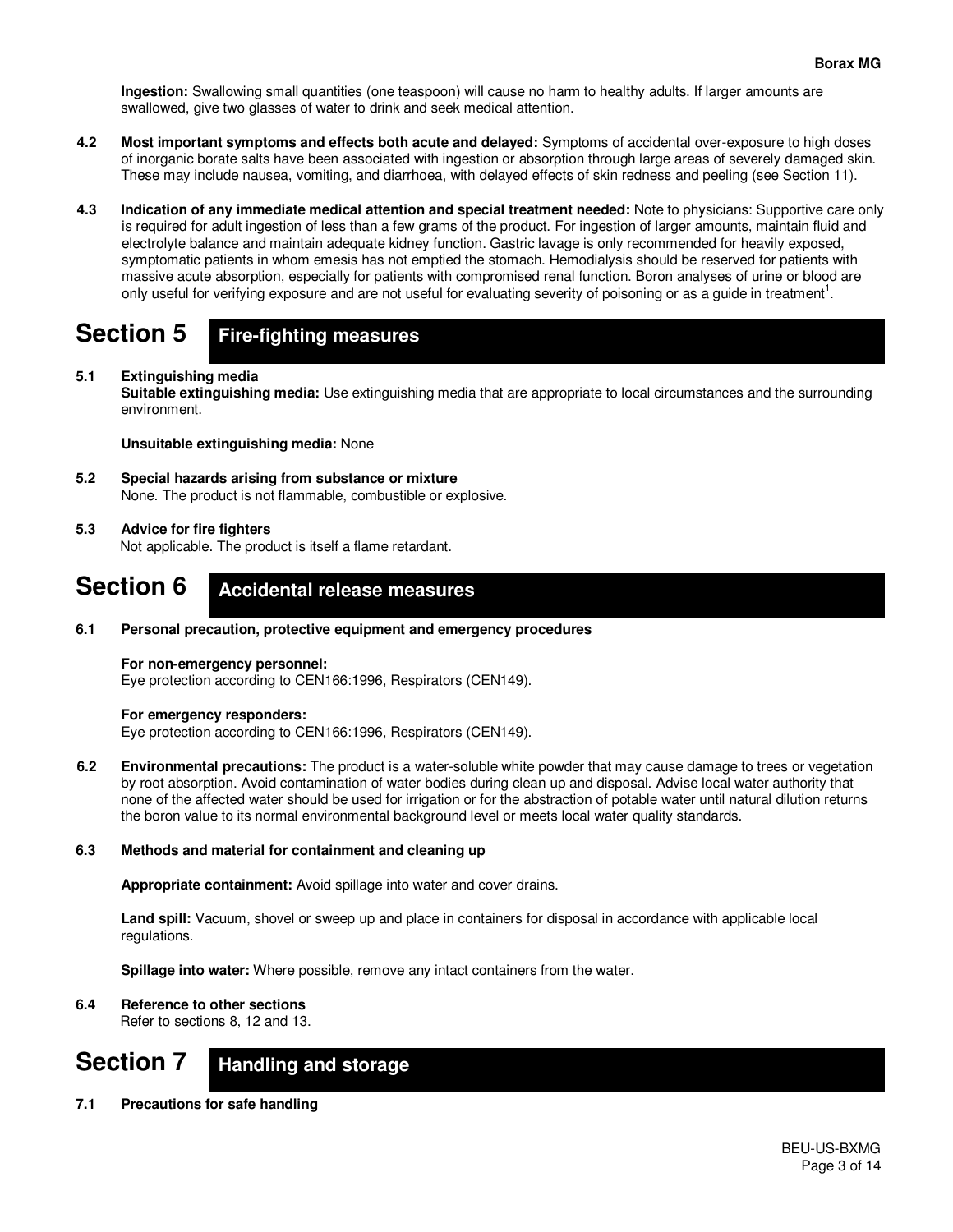**Ingestion:** Swallowing small quantities (one teaspoon) will cause no harm to healthy adults. If larger amounts are swallowed, give two glasses of water to drink and seek medical attention.

**4.2 Most important symptoms and effects both acute and delayed:** Symptoms of accidental over-exposure to high doses of inorganic borate salts have been associated with ingestion or absorption through large areas of severely damaged skin. These may include nausea, vomiting, and diarrhoea, with delayed effects of skin redness and peeling (see Section 11).

**4.3 Indication of any immediate medical attention and special treatment needed:** Note to physicians: Supportive care only is required for adult ingestion of less than a few grams of the product. For ingestion of larger amounts, maintain fluid and electrolyte balance and maintain adequate kidney function. Gastric lavage is only recommended for heavily exposed, symptomatic patients in whom emesis has not emptied the stomach. Hemodialysis should be reserved for patients with massive acute absorption, especially for patients with compromised renal function. Boron analyses of urine or blood are only useful for verifying exposure and are not useful for evaluating severity of poisoning or as a guide in treatment[1].

# Section 5 Fire-fighting measures

**5.1 Extinguishing media**

**Suitable extinguishing media:** Use extinguishing media that are appropriate to local circumstances and the surrounding environment.

**Unsuitable extinguishing media:** None

**5.2 Special hazards arising from substance or mixture**

None. The product is not flammable, combustible or explosive.

**5.3 Advice for fire fighters**

Not applicable. The product is itself a flame retardant.

# Section 6 Accidental release measures

**6.1 Personal precaution, protective equipment and emergency procedures**

**For non-emergency personnel:**

Eye protection according to CEN166:1996, Respirators (CEN149).

**For emergency responders:**

Eye protection according to CEN166:1996, Respirators (CEN149).

**6.2 Environmental precautions:** The product is a water-soluble white powder that may cause damage to trees or vegetation by root absorption. Avoid contamination of water bodies during clean up and disposal. Advise local water authority that none of the affected water should be used for irrigation or for the abstraction of potable water until natural dilution returns the boron value to its normal environmental background level or meets local water quality standards.

**6.3 Methods and material for containment and cleaning up**

**Appropriate containment:** Avoid spillage into water and cover drains.

**Land spill:** Vacuum, shovel or sweep up and place in containers for disposal in accordance with applicable local regulations.

**Spillage into water:** Where possible, remove any intact containers from the water.

**6.4 Reference to other sections**

Refer to sections 8, 12 and 13.

# Section 7 Handling and storage

**7.1 Precautions for safe handling**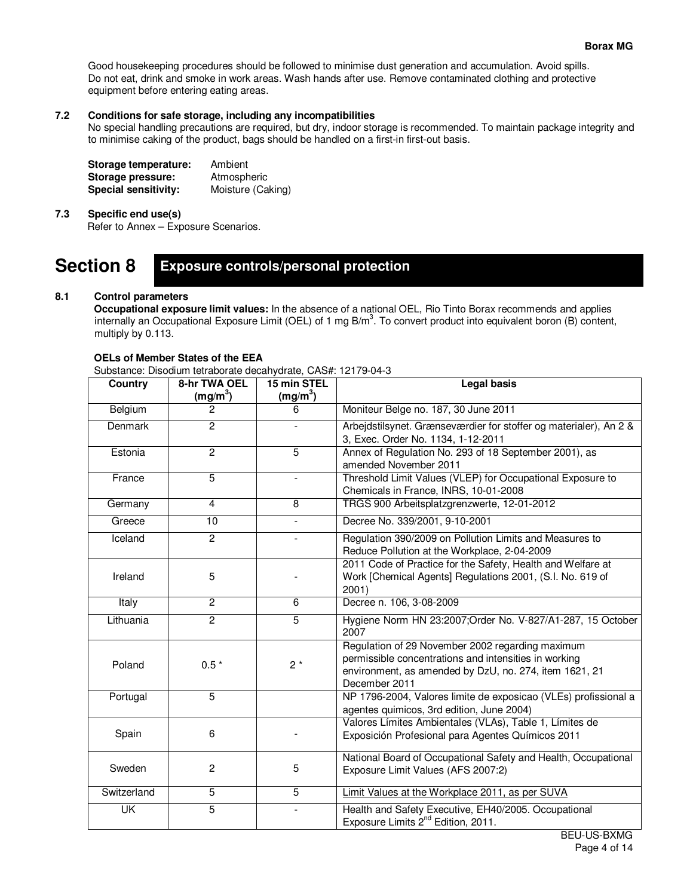Good housekeeping procedures should be followed to minimise dust generation and accumulation. Avoid spills. Do not eat, drink and smoke in work areas. Wash hands after use. Remove contaminated clothing and protective equipment before entering eating areas.

### 7.2 Conditions for safe storage, including any incompatibilities

No special handling precautions are required, but dry, indoor storage is recommended. To maintain package integrity and to minimise caking of the product, bags should be handled on a first-in first-out basis.

**Storage temperature:** Ambient
**Storage pressure:** Atmospheric
**Special sensitivity:** Moisture (Caking)

### 7.3 Specific end use(s)

Refer to Annex – Exposure Scenarios.

# Section 8 Exposure controls/personal protection

### 8.1 Control parameters

**Occupational exposure limit values:** In the absence of a national OEL, Rio Tinto Borax recommends and applies internally an Occupational Exposure Limit (OEL) of 1 mg B/m$^3$. To convert product into equivalent boron (B) content, multiply by 0.113.

**OELs of Member States of the EEA**

Substance: Disodium tetraborate decahydrate, CAS#: 12179-04-3

| Country | 8-hr TWA OEL (mg/m$^3$) | 15 min STEL (mg/m$^3$) | Legal basis |
|---|---|---|---|
| Belgium | 2 | 6 | Moniteur Belge no. 187, 30 June 2011 |
| Denmark | 2 | - | Arbejdstilsynet. Grænseværdier for stoffer og materialer), An 2 & 3, Exec. Order No. 1134, 1-12-2011 |
| Estonia | 2 | 5 | Annex of Regulation No. 293 of 18 September 2001), as amended November 2011 |
| France | 5 | - | Threshold Limit Values (VLEP) for Occupational Exposure to Chemicals in France, INRS, 10-01-2008 |
| Germany | 4 | 8 | TRGS 900 Arbeitsplatzgrenzwerte, 12-01-2012 |
| Greece | 10 | - | Decree No. 339/2001, 9-10-2001 |
| Iceland | 2 | - | Regulation 390/2009 on Pollution Limits and Measures to Reduce Pollution at the Workplace, 2-04-2009 |
| Ireland | 5 | - | 2011 Code of Practice for the Safety, Health and Welfare at Work [Chemical Agents] Regulations 2001, (S.I. No. 619 of 2001) |
| Italy | 2 | 6 | Decree n. 106, 3-08-2009 |
| Lithuania | 2 | 5 | Hygiene Norm HN 23:2007;Order No. V-827/A1-287, 15 October 2007 |
| Poland | 0.5 * | 2 * | Regulation of 29 November 2002 regarding maximum permissible concentrations and intensities in working environment, as amended by DzU, no. 274, item 1621, 21 December 2011 |
| Portugal | 5 | | NP 1796-2004, Valores limite de exposicao (VLEs) profissional a agentes quimicos, 3rd edition, June 2004) |
| Spain | 6 | - | Valores Límites Ambientales (VLAs), Table 1, Límites de Exposición Profesional para Agentes Químicos 2011 |
| Sweden | 2 | 5 | National Board of Occupational Safety and Health, Occupational Exposure Limit Values (AFS 2007:2) |
| Switzerland | 5 | 5 | Limit Values at the Workplace 2011, as per SUVA |
| UK | 5 | - | Health and Safety Executive, EH40/2005. Occupational Exposure Limits 2nd Edition, 2011. |

BEU-US-BXMG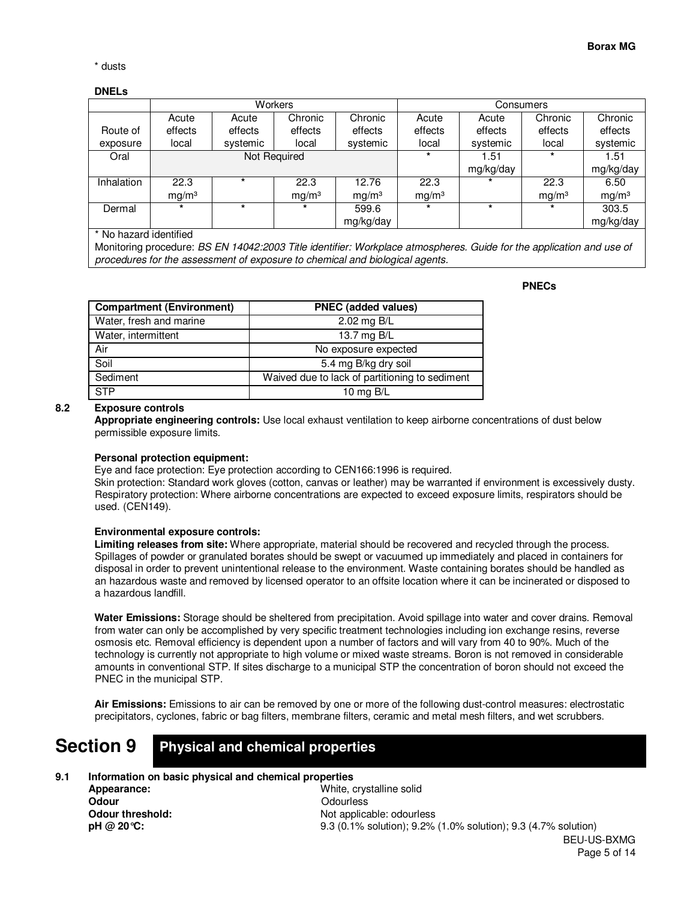\* dusts

**DNELs**

| Route of exposure | Workers | | | | Consumers | | | |
|---|---|---|---|---|---|---|---|---|
| | Acute effects local | Acute effects systemic | Chronic effects local | Chronic effects systemic | Acute effects local | Acute effects systemic | Chronic effects local | Chronic effects systemic |
| Oral | Not Required | | | | * | 1.51 mg/kg/day | * | 1.51 mg/kg/day |
| Inhalation | 22.3 mg/m³ | * | 22.3 mg/m³ | 12.76 mg/m³ | 22.3 mg/m³ | * | 22.3 mg/m³ | 6.50 mg/m³ |
| Dermal | * | * | * | 599.6 mg/kg/day | * | * | * | 303.5 mg/kg/day |

\* No hazard identified

Monitoring procedure: *BS EN 14042:2003 Title identifier: Workplace atmospheres. Guide for the application and use of procedures for the assessment of exposure to chemical and biological agents.*

**PNECs**

| Compartment (Environment) | PNEC (added values) |
|---|---|
| Water, fresh and marine | 2.02 mg B/L |
| Water, intermittent | 13.7 mg B/L |
| Air | No exposure expected |
| Soil | 5.4 mg B/kg dry soil |
| Sediment | Waived due to lack of partitioning to sediment |
| STP | 10 mg B/L |

**8.2 Exposure controls**

**Appropriate engineering controls:** Use local exhaust ventilation to keep airborne concentrations of dust below permissible exposure limits.

**Personal protection equipment:**

Eye and face protection: Eye protection according to CEN166:1996 is required.

Skin protection: Standard work gloves (cotton, canvas or leather) may be warranted if environment is excessively dusty.

Respiratory protection: Where airborne concentrations are expected to exceed exposure limits, respirators should be used. (CEN149).

**Environmental exposure controls:**

**Limiting releases from site:** Where appropriate, material should be recovered and recycled through the process. Spillages of powder or granulated borates should be swept or vacuumed up immediately and placed in containers for disposal in order to prevent unintentional release to the environment. Waste containing borates should be handled as an hazardous waste and removed by licensed operator to an offsite location where it can be incinerated or disposed to a hazardous landfill.

**Water Emissions:** Storage should be sheltered from precipitation. Avoid spillage into water and cover drains. Removal from water can only be accomplished by very specific treatment technologies including ion exchange resins, reverse osmosis etc. Removal efficiency is dependent upon a number of factors and will vary from 40 to 90%. Much of the technology is currently not appropriate to high volume or mixed waste streams. Boron is not removed in considerable amounts in conventional STP. If sites discharge to a municipal STP the concentration of boron should not exceed the PNEC in the municipal STP.

**Air Emissions:** Emissions to air can be removed by one or more of the following dust-control measures: electrostatic precipitators, cyclones, fabric or bag filters, membrane filters, ceramic and metal mesh filters, and wet scrubbers.

# Section 9 Physical and chemical properties

**9.1 Information on basic physical and chemical properties**

**Appearance:** White, crystalline solid

**Odour** Odourless

**Odour threshold:** Not applicable: odourless

**pH @ 20°C:** 9.3 (0.1% solution); 9.2% (1.0% solution); 9.3 (4.7% solution)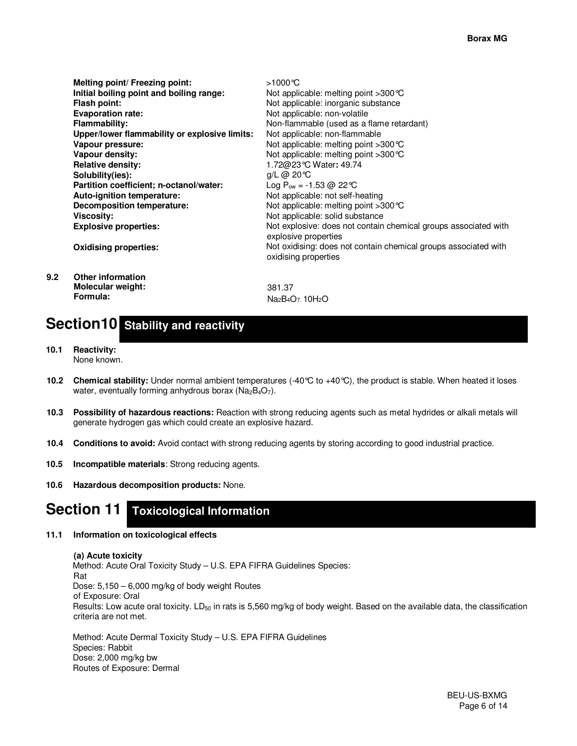| | |
|---|---|
| **Melting point/ Freezing point:** | >1000°C |
| **Initial boiling point and boiling range:** | Not applicable: melting point >300°C |
| **Flash point:** | Not applicable: inorganic substance |
| **Evaporation rate:** | Not applicable: non-volatile |
| **Flammability:** | Non-flammable (used as a flame retardant) |
| **Upper/lower flammability or explosive limits:** | Not applicable: non-flammable |
| **Vapour pressure:** | Not applicable: melting point >300°C |
| **Vapour density:** | Not applicable: melting point >300°C |
| **Relative density:** | 1.72@23°C Water**:** 49.74 |
| **Solubility(ies):** | g/L @ 20°C |
| **Partition coefficient; n-octanol/water:** | Log $P_{ow}$ = -1.53 @ 22°C |
| **Auto-ignition temperature:** | Not applicable: not self-heating |
| **Decomposition temperature:** | Not applicable: melting point >300°C |
| **Viscosity:** | Not applicable: solid substance |
| **Explosive properties:** | Not explosive: does not contain chemical groups associated with explosive properties |
| **Oxidising properties:** | Not oxidising: does not contain chemical groups associated with oxidising properties |

**9.2 Other information**

| | |
|---|---|
| **Molecular weight:** | 381.37 |
| **Formula:** | $Na_2B_4O_7 \cdot 10H_2O$ |

# Section10 Stability and reactivity

**10.1 Reactivity:**
None known.

**10.2 Chemical stability:** Under normal ambient temperatures (-40°C to +40°C), the product is stable. When heated it loses water, eventually forming anhydrous borax ($Na_2B_4O_7$).

**10.3 Possibility of hazardous reactions:** Reaction with strong reducing agents such as metal hydrides or alkali metals will generate hydrogen gas which could create an explosive hazard.

**10.4 Conditions to avoid:** Avoid contact with strong reducing agents by storing according to good industrial practice.

**10.5 Incompatible materials**: Strong reducing agents.

**10.6 Hazardous decomposition products:** None.

# Section 11 Toxicological Information

**11.1 Information on toxicological effects**

**(a) Acute toxicity**

Method: Acute Oral Toxicity Study – U.S. EPA FIFRA Guidelines Species: Rat
Dose: 5,150 – 6,000 mg/kg of body weight Routes of Exposure: Oral
Results: Low acute oral toxicity. $LD_{50}$ in rats is 5,560 mg/kg of body weight. Based on the available data, the classification criteria are not met.

Method: Acute Dermal Toxicity Study – U.S. EPA FIFRA Guidelines
Species: Rabbit
Dose: 2,000 mg/kg bw
Routes of Exposure: Dermal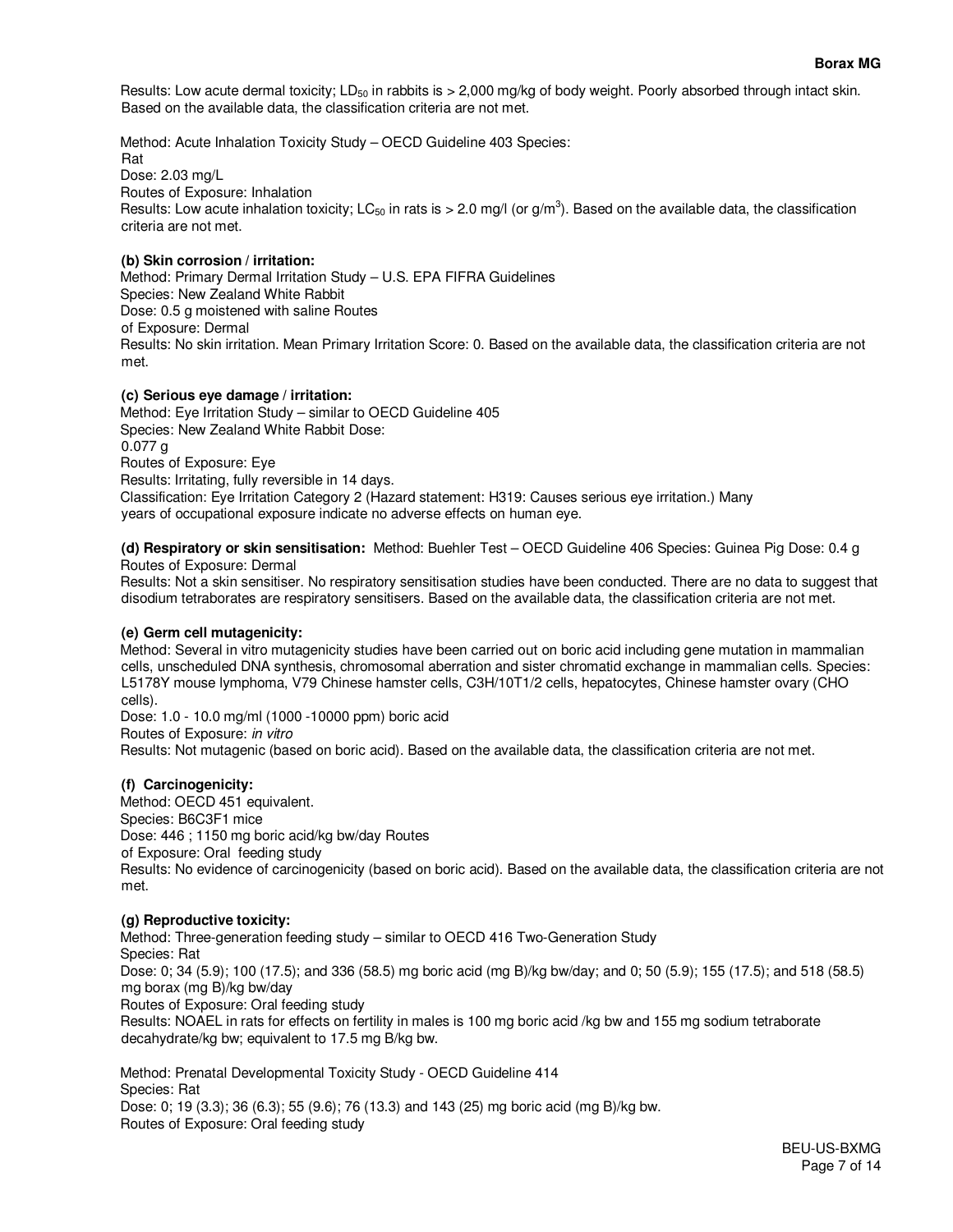Results: Low acute dermal toxicity; $LD_{50}$ in rabbits is > 2,000 mg/kg of body weight. Poorly absorbed through intact skin. Based on the available data, the classification criteria are not met.

Method: Acute Inhalation Toxicity Study – OECD Guideline 403 Species: Rat
Dose: 2.03 mg/L
Routes of Exposure: Inhalation
Results: Low acute inhalation toxicity; $LC_{50}$ in rats is > 2.0 mg/l (or $g/m^3$). Based on the available data, the classification criteria are not met.

**(b) Skin corrosion / irritation:**
Method: Primary Dermal Irritation Study – U.S. EPA FIFRA Guidelines
Species: New Zealand White Rabbit
Dose: 0.5 g moistened with saline Routes of Exposure: Dermal
Results: No skin irritation. Mean Primary Irritation Score: 0. Based on the available data, the classification criteria are not met.

**(c) Serious eye damage / irritation:**
Method: Eye Irritation Study – similar to OECD Guideline 405
Species: New Zealand White Rabbit Dose: 0.077 g
Routes of Exposure: Eye
Results: Irritating, fully reversible in 14 days.
Classification: Eye Irritation Category 2 (Hazard statement: H319: Causes serious eye irritation.) Many years of occupational exposure indicate no adverse effects on human eye.

**(d) Respiratory or skin sensitisation:** Method: Buehler Test – OECD Guideline 406 Species: Guinea Pig Dose: 0.4 g
Routes of Exposure: Dermal
Results: Not a skin sensitiser. No respiratory sensitisation studies have been conducted. There are no data to suggest that disodium tetraborates are respiratory sensitisers. Based on the available data, the classification criteria are not met.

**(e) Germ cell mutagenicity:**
Method: Several in vitro mutagenicity studies have been carried out on boric acid including gene mutation in mammalian cells, unscheduled DNA synthesis, chromosomal aberration and sister chromatid exchange in mammalian cells. Species: L5178Y mouse lymphoma, V79 Chinese hamster cells, C3H/10T1/2 cells, hepatocytes, Chinese hamster ovary (CHO cells).
Dose: 1.0 - 10.0 mg/ml (1000 -10000 ppm) boric acid
Routes of Exposure: *in vitro*
Results: Not mutagenic (based on boric acid). Based on the available data, the classification criteria are not met.

**(f) Carcinogenicity:**
Method: OECD 451 equivalent.
Species: B6C3F1 mice
Dose: 446 ; 1150 mg boric acid/kg bw/day Routes of Exposure: Oral feeding study
Results: No evidence of carcinogenicity (based on boric acid). Based on the available data, the classification criteria are not met.

**(g) Reproductive toxicity:**
Method: Three-generation feeding study – similar to OECD 416 Two-Generation Study
Species: Rat
Dose: 0; 34 (5.9); 100 (17.5); and 336 (58.5) mg boric acid (mg B)/kg bw/day; and 0; 50 (5.9); 155 (17.5); and 518 (58.5) mg borax (mg B)/kg bw/day
Routes of Exposure: Oral feeding study
Results: NOAEL in rats for effects on fertility in males is 100 mg boric acid /kg bw and 155 mg sodium tetraborate decahydrate/kg bw; equivalent to 17.5 mg B/kg bw.

Method: Prenatal Developmental Toxicity Study - OECD Guideline 414
Species: Rat
Dose: 0; 19 (3.3); 36 (6.3); 55 (9.6); 76 (13.3) and 143 (25) mg boric acid (mg B)/kg bw.
Routes of Exposure: Oral feeding study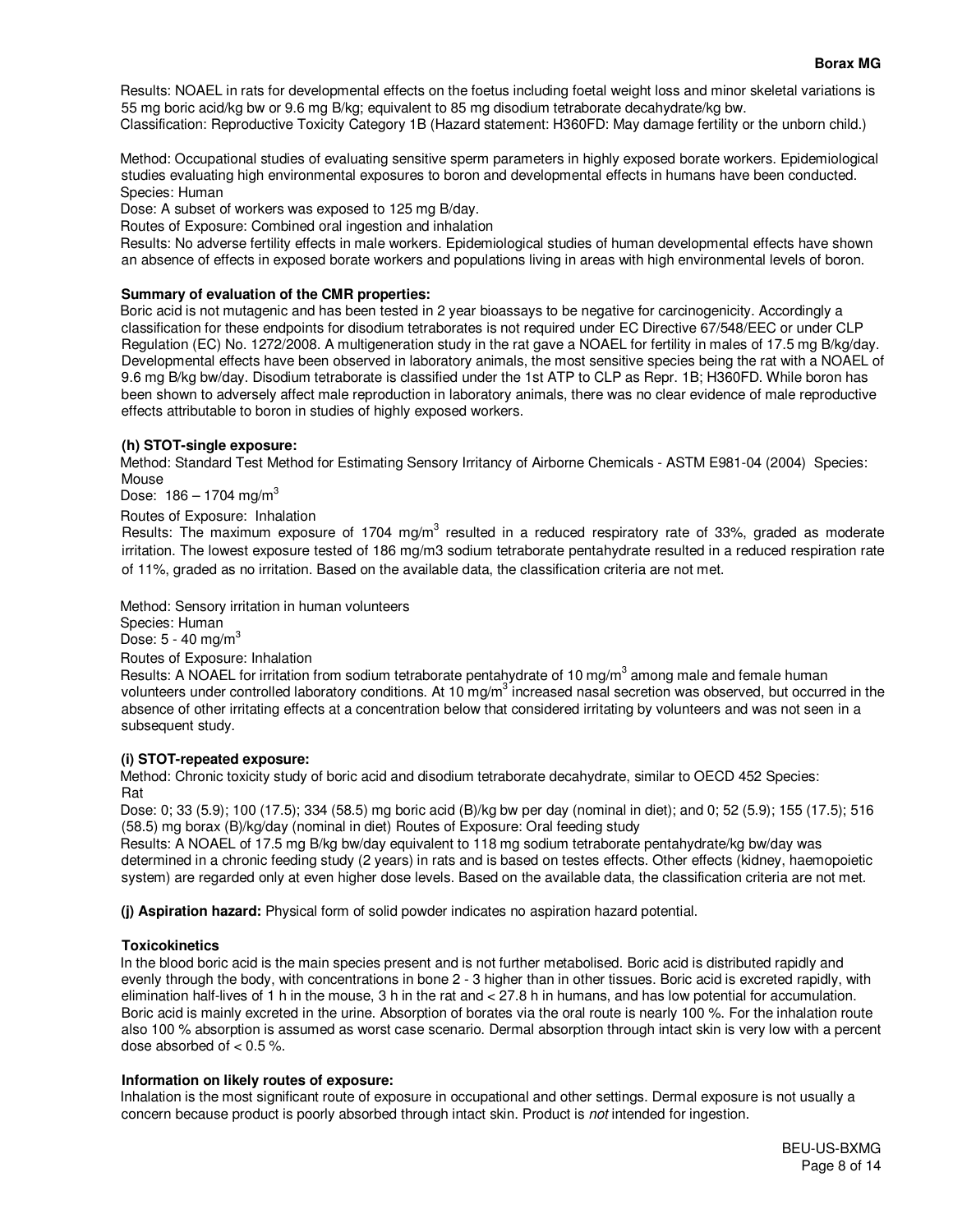Results: NOAEL in rats for developmental effects on the foetus including foetal weight loss and minor skeletal variations is 55 mg boric acid/kg bw or 9.6 mg B/kg; equivalent to 85 mg disodium tetraborate decahydrate/kg bw.
Classification: Reproductive Toxicity Category 1B (Hazard statement: H360FD: May damage fertility or the unborn child.)

Method: Occupational studies of evaluating sensitive sperm parameters in highly exposed borate workers. Epidemiological studies evaluating high environmental exposures to boron and developmental effects in humans have been conducted.
Species: Human
Dose: A subset of workers was exposed to 125 mg B/day.
Routes of Exposure: Combined oral ingestion and inhalation
Results: No adverse fertility effects in male workers. Epidemiological studies of human developmental effects have shown an absence of effects in exposed borate workers and populations living in areas with high environmental levels of boron.

**Summary of evaluation of the CMR properties:**
Boric acid is not mutagenic and has been tested in 2 year bioassays to be negative for carcinogenicity. Accordingly a classification for these endpoints for disodium tetraborates is not required under EC Directive 67/548/EEC or under CLP Regulation (EC) No. 1272/2008. A multigeneration study in the rat gave a NOAEL for fertility in males of 17.5 mg B/kg/day. Developmental effects have been observed in laboratory animals, the most sensitive species being the rat with a NOAEL of 9.6 mg B/kg bw/day. Disodium tetraborate is classified under the 1st ATP to CLP as Repr. 1B; H360FD. While boron has been shown to adversely affect male reproduction in laboratory animals, there was no clear evidence of male reproductive effects attributable to boron in studies of highly exposed workers.

**(h) STOT-single exposure:**
Method: Standard Test Method for Estimating Sensory Irritancy of Airborne Chemicals - ASTM E981-04 (2004) Species: Mouse
Dose: 186 – 1704 $mg/m^3$
Routes of Exposure: Inhalation
Results: The maximum exposure of 1704 $mg/m^3$ resulted in a reduced respiratory rate of 33%, graded as moderate irritation. The lowest exposure tested of 186 mg/m3 sodium tetraborate pentahydrate resulted in a reduced respiration rate of 11%, graded as no irritation. Based on the available data, the classification criteria are not met.

Method: Sensory irritation in human volunteers
Species: Human
Dose: 5 - 40 $mg/m^3$
Routes of Exposure: Inhalation
Results: A NOAEL for irritation from sodium tetraborate pentahydrate of 10 $mg/m^3$ among male and female human volunteers under controlled laboratory conditions. At 10 $mg/m^3$ increased nasal secretion was observed, but occurred in the absence of other irritating effects at a concentration below that considered irritating by volunteers and was not seen in a subsequent study.

**(i) STOT-repeated exposure:**
Method: Chronic toxicity study of boric acid and disodium tetraborate decahydrate, similar to OECD 452 Species: Rat
Dose: 0; 33 (5.9); 100 (17.5); 334 (58.5) mg boric acid (B)/kg bw per day (nominal in diet); and 0; 52 (5.9); 155 (17.5); 516 (58.5) mg borax (B)/kg/day (nominal in diet) Routes of Exposure: Oral feeding study
Results: A NOAEL of 17.5 mg B/kg bw/day equivalent to 118 mg sodium tetraborate pentahydrate/kg bw/day was determined in a chronic feeding study (2 years) in rats and is based on testes effects. Other effects (kidney, haemopoietic system) are regarded only at even higher dose levels. Based on the available data, the classification criteria are not met.

**(j) Aspiration hazard:** Physical form of solid powder indicates no aspiration hazard potential.

**Toxicokinetics**
In the blood boric acid is the main species present and is not further metabolised. Boric acid is distributed rapidly and evenly through the body, with concentrations in bone 2 - 3 higher than in other tissues. Boric acid is excreted rapidly, with elimination half-lives of 1 h in the mouse, 3 h in the rat and < 27.8 h in humans, and has low potential for accumulation. Boric acid is mainly excreted in the urine. Absorption of borates via the oral route is nearly 100 %. For the inhalation route also 100 % absorption is assumed as worst case scenario. Dermal absorption through intact skin is very low with a percent dose absorbed of < 0.5 %.

**Information on likely routes of exposure:**
Inhalation is the most significant route of exposure in occupational and other settings. Dermal exposure is not usually a concern because product is poorly absorbed through intact skin. Product is *not* intended for ingestion.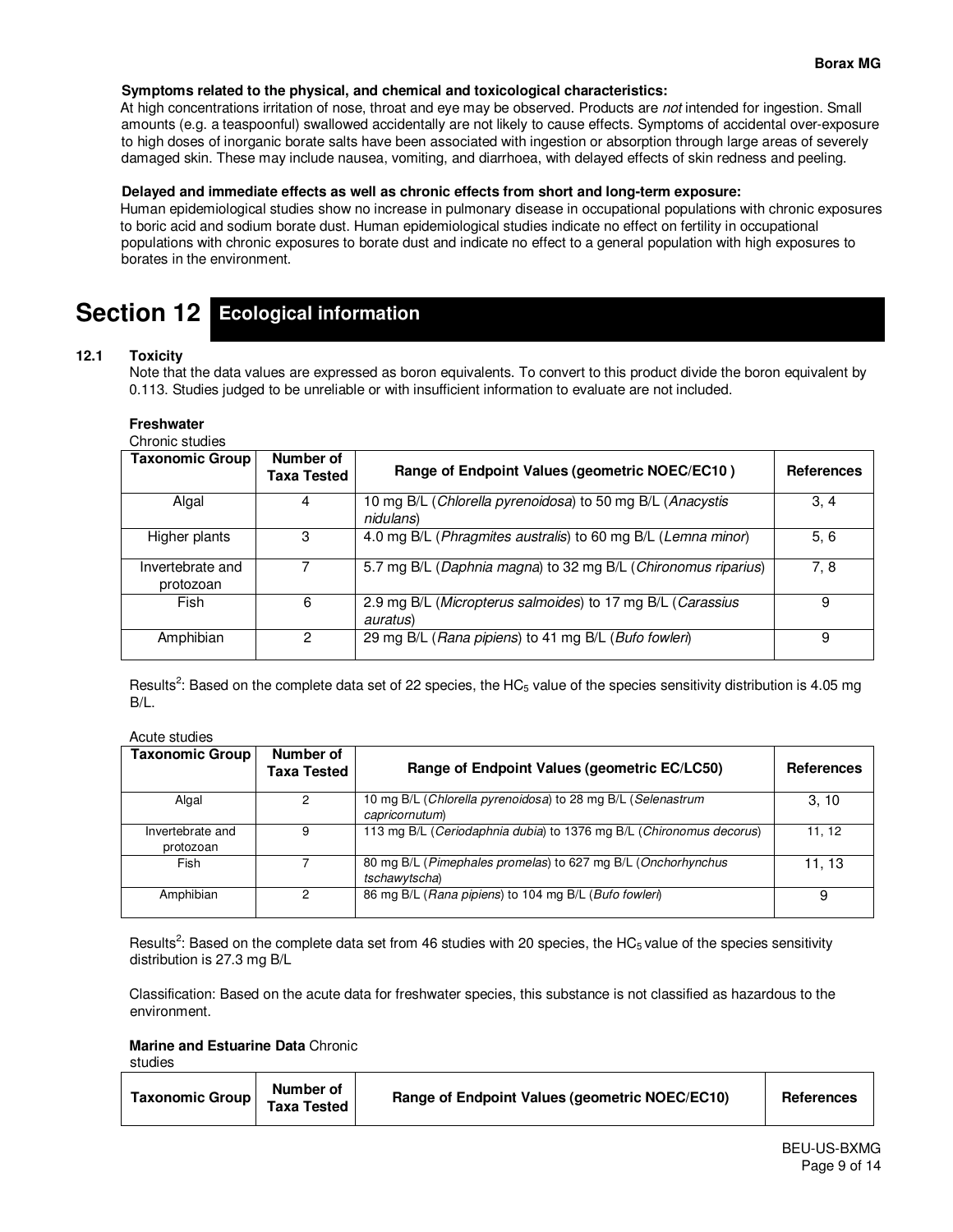**Symptoms related to the physical, and chemical and toxicological characteristics:**

At high concentrations irritation of nose, throat and eye may be observed. Products are *not* intended for ingestion. Small amounts (e.g. a teaspoonful) swallowed accidentally are not likely to cause effects. Symptoms of accidental over-exposure to high doses of inorganic borate salts have been associated with ingestion or absorption through large areas of severely damaged skin. These may include nausea, vomiting, and diarrhoea, with delayed effects of skin redness and peeling.

**Delayed and immediate effects as well as chronic effects from short and long-term exposure:**

Human epidemiological studies show no increase in pulmonary disease in occupational populations with chronic exposures to boric acid and sodium borate dust. Human epidemiological studies indicate no effect on fertility in occupational populations with chronic exposures to borate dust and indicate no effect to a general population with high exposures to borates in the environment.

# Section 12 Ecological information

## 12.1 Toxicity

Note that the data values are expressed as boron equivalents. To convert to this product divide the boron equivalent by 0.113. Studies judged to be unreliable or with insufficient information to evaluate are not included.

**Freshwater**

Chronic studies

| Taxonomic Group | Number of Taxa Tested | Range of Endpoint Values (geometric NOEC/EC10 ) | References |
|---|---|---|---|
| Algal | 4 | 10 mg B/L (*Chlorella pyrenoidosa*) to 50 mg B/L (*Anacystis nidulans*) | 3, 4 |
| Higher plants | 3 | 4.0 mg B/L (*Phragmites australis*) to 60 mg B/L (*Lemna minor*) | 5, 6 |
| Invertebrate and protozoan | 7 | 5.7 mg B/L (*Daphnia magna*) to 32 mg B/L (*Chironomus riparius*) | 7, 8 |
| Fish | 6 | 2.9 mg B/L (*Micropterus salmoides*) to 17 mg B/L (*Carassius auratus*) | 9 |
| Amphibian | 2 | 29 mg B/L (*Rana pipiens*) to 41 mg B/L (*Bufo fowleri*) | 9 |

Results[2]: Based on the complete data set of 22 species, the $HC_5$ value of the species sensitivity distribution is 4.05 mg B/L.

Acute studies

| Taxonomic Group | Number of Taxa Tested | Range of Endpoint Values (geometric EC/LC50) | References |
|---|---|---|---|
| Algal | 2 | 10 mg B/L (*Chlorella pyrenoidosa*) to 28 mg B/L (*Selenastrum capricornutum*) | 3, 10 |
| Invertebrate and protozoan | 9 | 113 mg B/L (*Ceriodaphnia dubia*) to 1376 mg B/L (*Chironomus decorus*) | 11, 12 |
| Fish | 7 | 80 mg B/L (*Pimephales promelas*) to 627 mg B/L (*Onchorhynchus tschawytscha*) | 11, 13 |
| Amphibian | 2 | 86 mg B/L (*Rana pipiens*) to 104 mg B/L (*Bufo fowleri*) | 9 |

Results[2]: Based on the complete data set from 46 studies with 20 species, the $HC_5$ value of the species sensitivity distribution is 27.3 mg B/L

Classification: Based on the acute data for freshwater species, this substance is not classified as hazardous to the environment.

**Marine and Estuarine Data** Chronic studies

| Taxonomic Group | Number of Taxa Tested | Range of Endpoint Values (geometric NOEC/EC10) | References |
|---|---|---|---|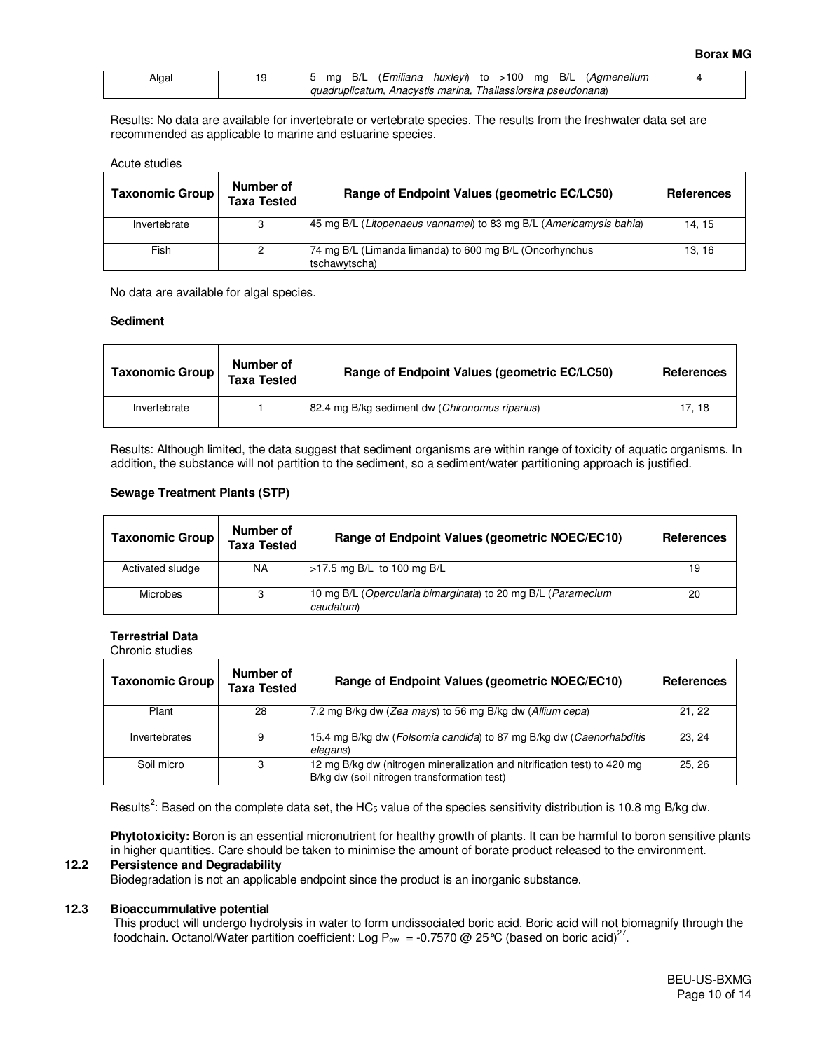| Algal | 19 | 5 mg B/L (*Emiliana huxleyi*) to >100 mg B/L (*Agmenellum quadruplicatum, Anacystis marina, Thallassiorsira pseudonana*) | 4 |
|---|---|---|---|

Results: No data are available for invertebrate or vertebrate species. The results from the freshwater data set are recommended as applicable to marine and estuarine species.

Acute studies

| Taxonomic Group | Number of Taxa Tested | Range of Endpoint Values (geometric EC/LC50) | References |
|---|---|---|---|
| Invertebrate | 3 | 45 mg B/L (*Litopenaeus vannamei*) to 83 mg B/L (*Americamysis bahia*) | 14, 15 |
| Fish | 2 | 74 mg B/L (Limanda limanda) to 600 mg B/L (Oncorhynchus tschawytscha) | 13, 16 |

No data are available for algal species.

**Sediment**

| Taxonomic Group | Number of Taxa Tested | Range of Endpoint Values (geometric EC/LC50) | References |
|---|---|---|---|
| Invertebrate | 1 | 82.4 mg B/kg sediment dw (*Chironomus riparius*) | 17, 18 |

Results: Although limited, the data suggest that sediment organisms are within range of toxicity of aquatic organisms. In addition, the substance will not partition to the sediment, so a sediment/water partitioning approach is justified.

**Sewage Treatment Plants (STP)**

| Taxonomic Group | Number of Taxa Tested | Range of Endpoint Values (geometric NOEC/EC10) | References |
|---|---|---|---|
| Activated sludge | NA | >17.5 mg B/L to 100 mg B/L | 19 |
| Microbes | 3 | 10 mg B/L (*Opercularia bimarginata*) to 20 mg B/L (*Paramecium caudatum*) | 20 |

**Terrestrial Data**

Chronic studies

| Taxonomic Group | Number of Taxa Tested | Range of Endpoint Values (geometric NOEC/EC10) | References |
|---|---|---|---|
| Plant | 28 | 7.2 mg B/kg dw (*Zea mays*) to 56 mg B/kg dw (*Allium cepa*) | 21, 22 |
| Invertebrates | 9 | 15.4 mg B/kg dw (*Folsomia candida*) to 87 mg B/kg dw (*Caenorhabditis elegans*) | 23, 24 |
| Soil micro | 3 | 12 mg B/kg dw (nitrogen mineralization and nitrification test) to 420 mg B/kg dw (soil nitrogen transformation test) | 25, 26 |

Results[2]: Based on the complete data set, the $HC_5$ value of the species sensitivity distribution is 10.8 mg B/kg dw.

**Phytotoxicity:** Boron is an essential micronutrient for healthy growth of plants. It can be harmful to boron sensitive plants in higher quantities. Care should be taken to minimise the amount of borate product released to the environment.

## 12.2 Persistence and Degradability

Biodegradation is not an applicable endpoint since the product is an inorganic substance.

## 12.3 Bioaccummulative potential

This product will undergo hydrolysis in water to form undissociated boric acid. Boric acid will not biomagnify through the foodchain. Octanol/Water partition coefficient: Log $P_{ow}$ = -0.7570 @ 25°C (based on boric acid)[27].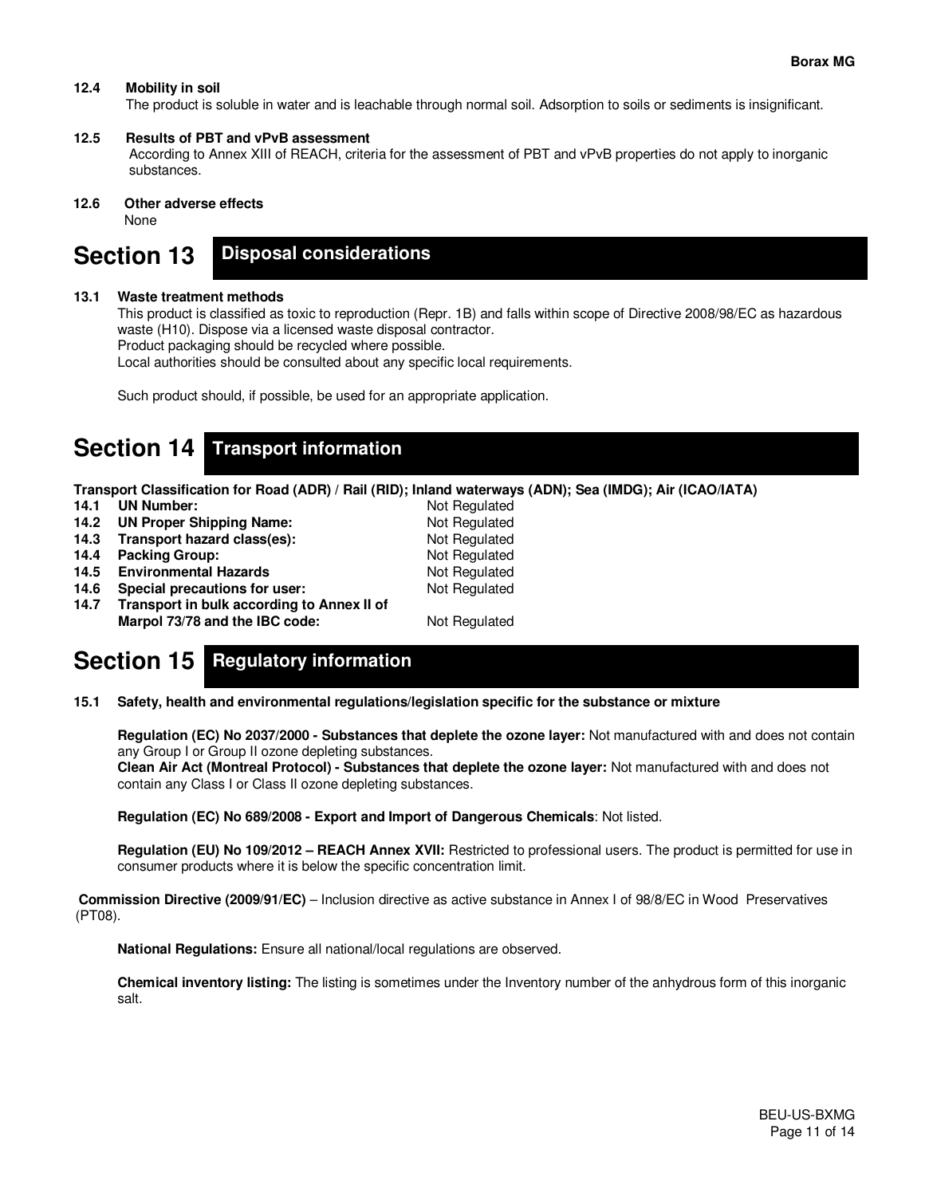**12.4 Mobility in soil**

The product is soluble in water and is leachable through normal soil. Adsorption to soils or sediments is insignificant.

**12.5 Results of PBT and vPvB assessment**

According to Annex XIII of REACH, criteria for the assessment of PBT and vPvB properties do not apply to inorganic substances.

**12.6 Other adverse effects**

None

# Section 13 Disposal considerations

**13.1 Waste treatment methods**

This product is classified as toxic to reproduction (Repr. 1B) and falls within scope of Directive 2008/98/EC as hazardous waste (H10). Dispose via a licensed waste disposal contractor.
Product packaging should be recycled where possible.
Local authorities should be consulted about any specific local requirements.

Such product should, if possible, be used for an appropriate application.

# Section 14 Transport information

**Transport Classification for Road (ADR) / Rail (RID); Inland waterways (ADN); Sea (IMDG); Air (ICAO/IATA)**

| | |
|---|---|
| **14.1 UN Number:** | Not Regulated |
| **14.2 UN Proper Shipping Name:** | Not Regulated |
| **14.3 Transport hazard class(es):** | Not Regulated |
| **14.4 Packing Group:** | Not Regulated |
| **14.5 Environmental Hazards** | Not Regulated |
| **14.6 Special precautions for user:** | Not Regulated |
| **14.7 Transport in bulk according to Annex II of Marpol 73/78 and the IBC code:** | Not Regulated |

# Section 15 Regulatory information

**15.1 Safety, health and environmental regulations/legislation specific for the substance or mixture**

**Regulation (EC) No 2037/2000 - Substances that deplete the ozone layer:** Not manufactured with and does not contain any Group I or Group II ozone depleting substances.
**Clean Air Act (Montreal Protocol) - Substances that deplete the ozone layer:** Not manufactured with and does not contain any Class I or Class II ozone depleting substances.

**Regulation (EC) No 689/2008 - Export and Import of Dangerous Chemicals**: Not listed.

**Regulation (EU) No 109/2012 – REACH Annex XVII:** Restricted to professional users. The product is permitted for use in consumer products where it is below the specific concentration limit.

**Commission Directive (2009/91/EC)** – Inclusion directive as active substance in Annex I of 98/8/EC in Wood Preservatives (PT08).

**National Regulations:** Ensure all national/local regulations are observed.

**Chemical inventory listing:** The listing is sometimes under the Inventory number of the anhydrous form of this inorganic salt.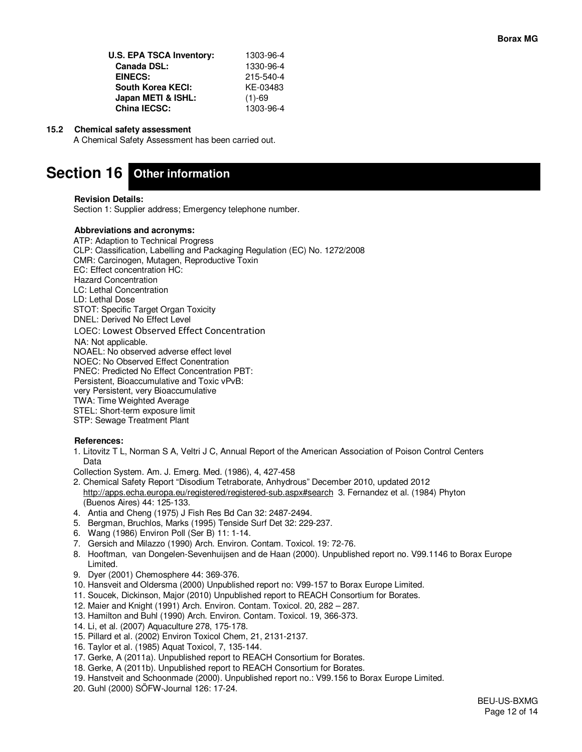| | |
|---|---|
| **U.S. EPA TSCA Inventory:** | 1303-96-4 |
| **Canada DSL:** | 1330-96-4 |
| **EINECS:** | 215-540-4 |
| **South Korea KECI:** | KE-03483 |
| **Japan METI & ISHL:** | (1)-69 |
| **China IECSC:** | 1303-96-4 |

### 15.2 Chemical safety assessment

A Chemical Safety Assessment has been carried out.

# Section 16 Other information

**Revision Details:**

Section 1: Supplier address; Emergency telephone number.

**Abbreviations and acronyms:**

ATP: Adaption to Technical Progress
CLP: Classification, Labelling and Packaging Regulation (EC) No. 1272/2008
CMR: Carcinogen, Mutagen, Reproductive Toxin
EC: Effect concentration HC:
Hazard Concentration
LC: Lethal Concentration
LD: Lethal Dose
STOT: Specific Target Organ Toxicity
DNEL: Derived No Effect Level
LOEC: Lowest Observed Effect Concentration
NA: Not applicable.
NOAEL: No observed adverse effect level
NOEC: No Observed Effect Conentration
PNEC: Predicted No Effect Concentration PBT:
Persistent, Bioaccumulative and Toxic vPvB:
very Persistent, very Bioaccumulative
TWA: Time Weighted Average
STEL: Short-term exposure limit
STP: Sewage Treatment Plant

**References:**

1. Litovitz T L, Norman S A, Veltri J C, Annual Report of the American Association of Poison Control Centers Data Collection System. Am. J. Emerg. Med. (1986), 4, 427-458
2. Chemical Safety Report "Disodium Tetraborate, Anhydrous" December 2010, updated 2012 http://apps.echa.europa.eu/registered/registered-sub.aspx#search
3. Fernandez et al. (1984) Phyton (Buenos Aires) 44: 125-133.
4. Antia and Cheng (1975) J Fish Res Bd Can 32: 2487-2494.
5. Bergman, Bruchlos, Marks (1995) Tenside Surf Det 32: 229-237.
6. Wang (1986) Environ Poll (Ser B) 11: 1-14.
7. Gersich and Milazzo (1990) Arch. Environ. Contam. Toxicol. 19: 72-76.
8. Hooftman, van Dongelen-Sevenhuijsen and de Haan (2000). Unpublished report no. V99.1146 to Borax Europe Limited.
9. Dyer (2001) Chemosphere 44: 369-376.
10. Hansveit and Oldersma (2000) Unpublished report no: V99-157 to Borax Europe Limited.
11. Soucek, Dickinson, Major (2010) Unpublished report to REACH Consortium for Borates.
12. Maier and Knight (1991) Arch. Environ. Contam. Toxicol. 20, 282 – 287.
13. Hamilton and Buhl (1990) Arch. Environ. Contam. Toxicol. 19, 366-373.
14. Li, et al. (2007) Aquaculture 278, 175-178.
15. Pillard et al. (2002) Environ Toxicol Chem, 21, 2131-2137.
16. Taylor et al. (1985) Aquat Toxicol, 7, 135-144.
17. Gerke, A (2011a). Unpublished report to REACH Consortium for Borates.
18. Gerke, A (2011b). Unpublished report to REACH Consortium for Borates.
19. Hanstveit and Schoonmade (2000). Unpublished report no.: V99.156 to Borax Europe Limited.
20. Guhl (2000) SÖFW-Journal 126: 17-24.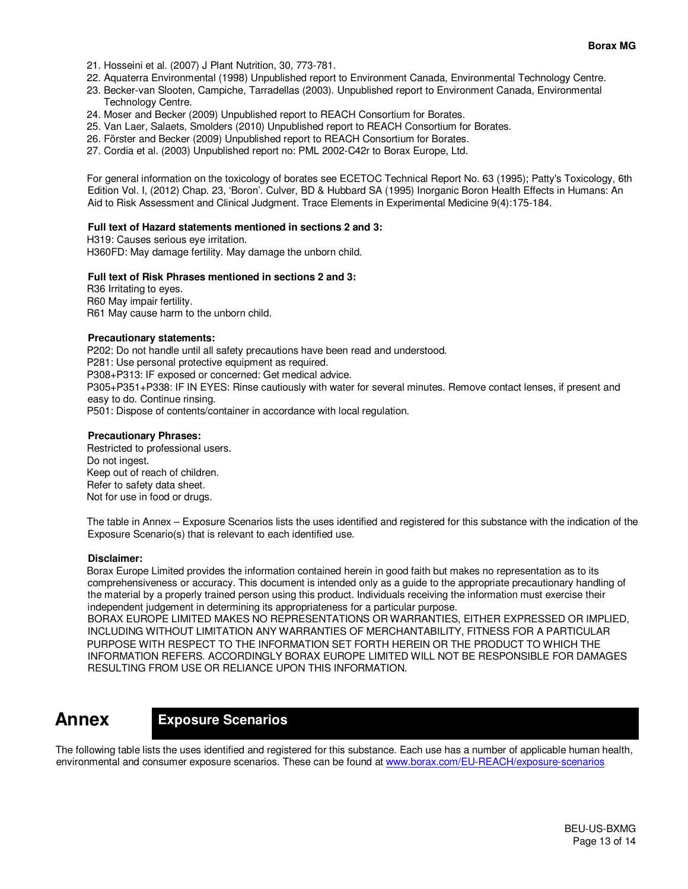21. Hosseini et al. (2007) J Plant Nutrition, 30, 773-781.
22. Aquaterra Environmental (1998) Unpublished report to Environment Canada, Environmental Technology Centre.
23. Becker-van Slooten, Campiche, Tarradellas (2003). Unpublished report to Environment Canada, Environmental Technology Centre.
24. Moser and Becker (2009) Unpublished report to REACH Consortium for Borates.
25. Van Laer, Salaets, Smolders (2010) Unpublished report to REACH Consortium for Borates.
26. Förster and Becker (2009) Unpublished report to REACH Consortium for Borates.
27. Cordia et al. (2003) Unpublished report no: PML 2002-C42r to Borax Europe, Ltd.

For general information on the toxicology of borates see ECETOC Technical Report No. 63 (1995); Patty's Toxicology, 6th Edition Vol. I, (2012) Chap. 23, 'Boron'. Culver, BD & Hubbard SA (1995) Inorganic Boron Health Effects in Humans: An Aid to Risk Assessment and Clinical Judgment. Trace Elements in Experimental Medicine 9(4):175-184.

**Full text of Hazard statements mentioned in sections 2 and 3:**

H319: Causes serious eye irritation.
H360FD: May damage fertility. May damage the unborn child.

**Full text of Risk Phrases mentioned in sections 2 and 3:**

R36 Irritating to eyes.
R60 May impair fertility.
R61 May cause harm to the unborn child.

**Precautionary statements:**

P202: Do not handle until all safety precautions have been read and understood.
P281: Use personal protective equipment as required.
P308+P313: IF exposed or concerned: Get medical advice.
P305+P351+P338: IF IN EYES: Rinse cautiously with water for several minutes. Remove contact lenses, if present and easy to do. Continue rinsing.
P501: Dispose of contents/container in accordance with local regulation.

**Precautionary Phrases:**

Restricted to professional users.
Do not ingest.
Keep out of reach of children.
Refer to safety data sheet.
Not for use in food or drugs.

The table in Annex – Exposure Scenarios lists the uses identified and registered for this substance with the indication of the Exposure Scenario(s) that is relevant to each identified use.

**Disclaimer:**

Borax Europe Limited provides the information contained herein in good faith but makes no representation as to its comprehensiveness or accuracy. This document is intended only as a guide to the appropriate precautionary handling of the material by a properly trained person using this product. Individuals receiving the information must exercise their independent judgement in determining its appropriateness for a particular purpose.
BORAX EUROPE LIMITED MAKES NO REPRESENTATIONS OR WARRANTIES, EITHER EXPRESSED OR IMPLIED, INCLUDING WITHOUT LIMITATION ANY WARRANTIES OF MERCHANTABILITY, FITNESS FOR A PARTICULAR PURPOSE WITH RESPECT TO THE INFORMATION SET FORTH HEREIN OR THE PRODUCT TO WHICH THE INFORMATION REFERS. ACCORDINGLY BORAX EUROPE LIMITED WILL NOT BE RESPONSIBLE FOR DAMAGES RESULTING FROM USE OR RELIANCE UPON THIS INFORMATION.

# Annex — Exposure Scenarios

The following table lists the uses identified and registered for this substance. Each use has a number of applicable human health, environmental and consumer exposure scenarios. These can be found at www.borax.com/EU-REACH/exposure-scenarios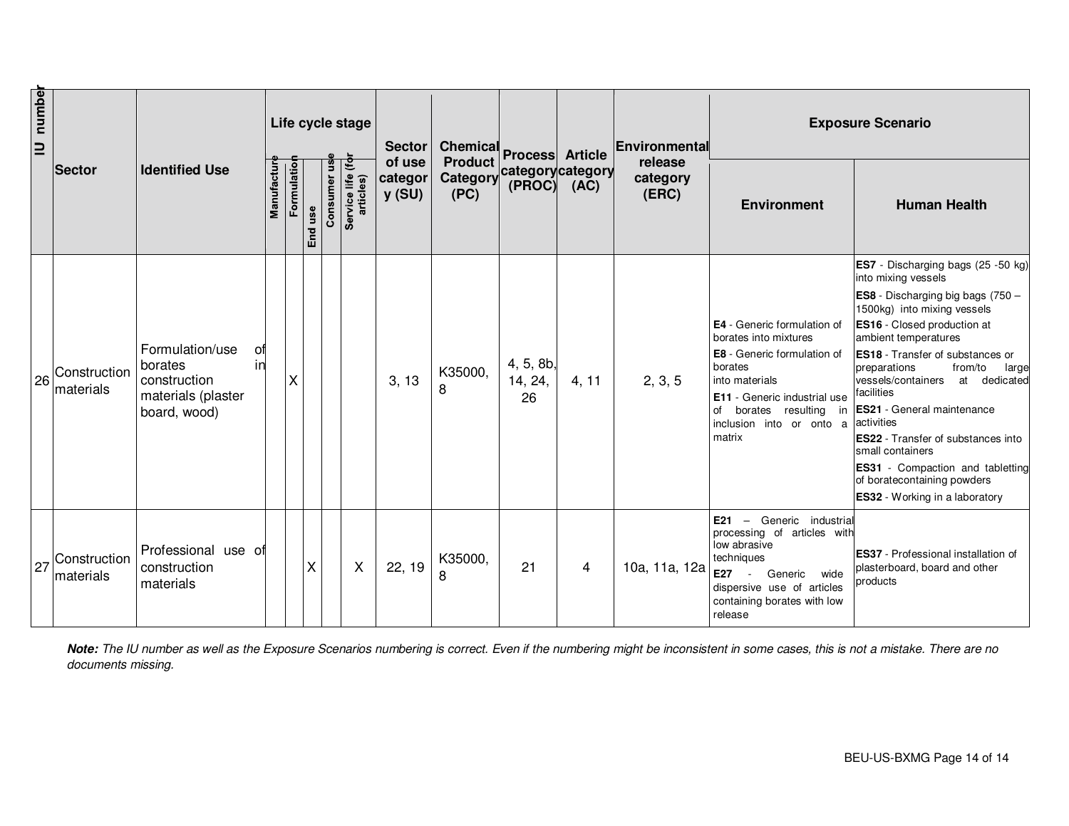| IU number | Sector | Identified Use | Life cycle stage | | | | | Sector of use category (SU) | Chemical Product Category (PC) | Process category (PROC) | Article category (AC) | Environmental release category (ERC) | Exposure Scenario | |
|---|---|---|---|---|---|---|---|---|---|---|---|---|---|---|
| | | | Manufacture | Formulation | End use | Consumer use | Service life (for articles) | | | | | | Environment | Human Health |
| 26 | Construction materials | Formulation/use of borates in construction materials (plaster board, wood) | | X | | | | 3, 13 | K35000, 8 | 4, 5, 8b, 14, 24, 26 | 4, 11 | 2, 3, 5 | **E4** - Generic formulation of borates into mixtures<br>**E8** - Generic formulation of borates into materials<br>**E11** - Generic industrial use of borates resulting in inclusion into or onto a matrix | **ES7** - Discharging bags (25 -50 kg) into mixing vessels<br>**ES8** - Discharging big bags (750 – 1500kg) into mixing vessels<br>**ES16** - Closed production at ambient temperatures<br>**ES18** - Transfer of substances or preparations from/to large vessels/containers at dedicated facilities<br>**ES21** - General maintenance activities<br>**ES22** - Transfer of substances into small containers<br>**ES31** - Compaction and tabletting of boratecontaining powders<br>**ES32** - Working in a laboratory |
| 27 | Construction materials | Professional use of construction materials | | | X | | X | 22, 19 | K35000, 8 | 21 | 4 | 10a, 11a, 12a | **E21** – Generic industrial processing of articles with low abrasive techniques<br>**E27** - Generic wide dispersive use of articles containing borates with low release | **ES37** - Professional installation of plasterboard, board and other products |

***Note:*** *The IU number as well as the Exposure Scenarios numbering is correct. Even if the numbering might be inconsistent in some cases, this is not a mistake. There are no documents missing.*